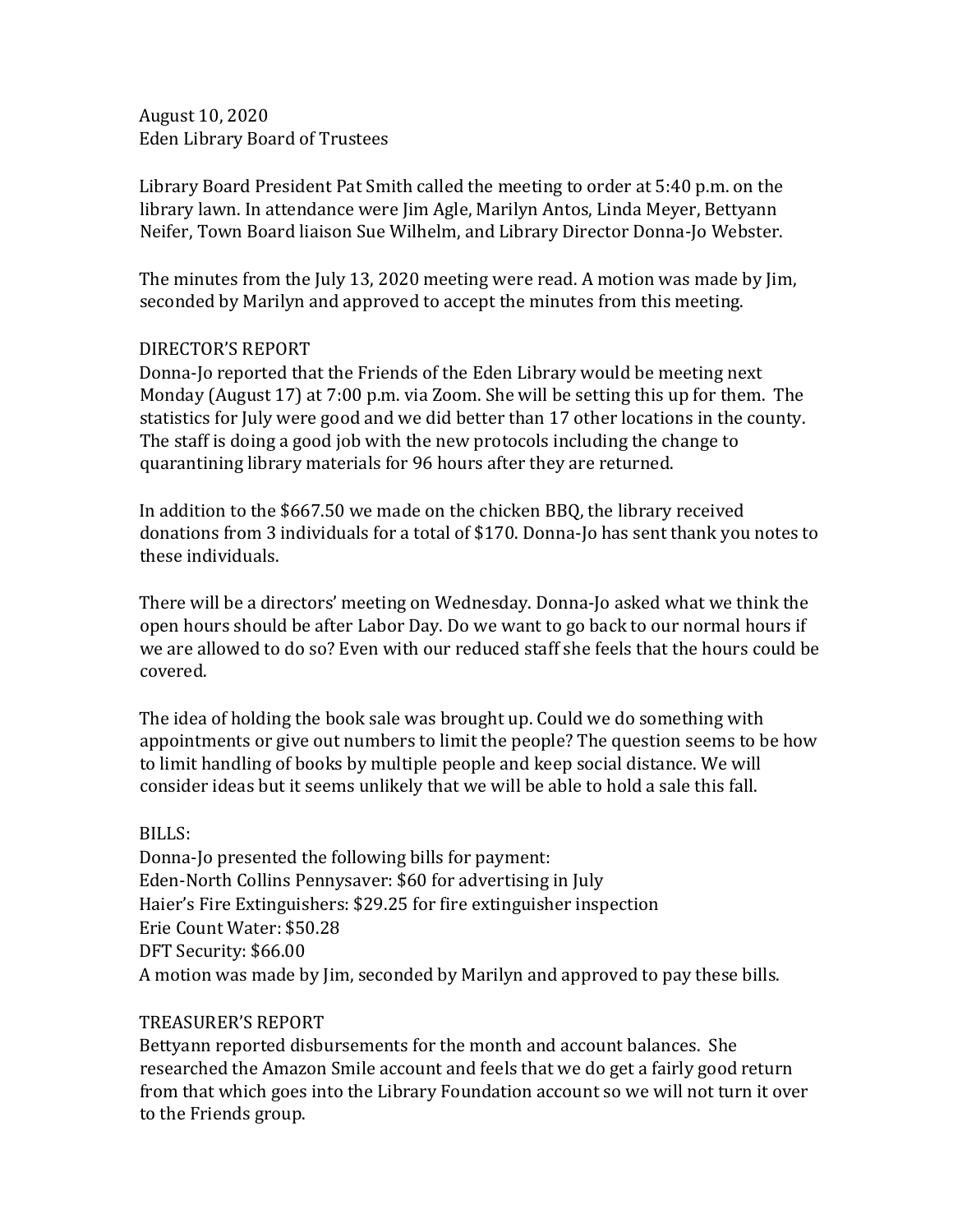August 10, 2020
Eden Library Board of Trustees

Library Board President Pat Smith called the meeting to order at 5:40 p.m. on the library lawn. In attendance were Jim Agle, Marilyn Antos, Linda Meyer, Bettyann Neifer, Town Board liaison Sue Wilhelm, and Library Director Donna-Jo Webster.

The minutes from the July 13, 2020 meeting were read. A motion was made by Jim, seconded by Marilyn and approved to accept the minutes from this meeting.

DIRECTOR'S REPORT
Donna-Jo reported that the Friends of the Eden Library would be meeting next Monday (August 17) at 7:00 p.m. via Zoom. She will be setting this up for them. The statistics for July were good and we did better than 17 other locations in the county. The staff is doing a good job with the new protocols including the change to quarantining library materials for 96 hours after they are returned.

In addition to the $667.50 we made on the chicken BBQ, the library received donations from 3 individuals for a total of $170. Donna-Jo has sent thank you notes to these individuals.

There will be a directors' meeting on Wednesday. Donna-Jo asked what we think the open hours should be after Labor Day. Do we want to go back to our normal hours if we are allowed to do so? Even with our reduced staff she feels that the hours could be covered.

The idea of holding the book sale was brought up. Could we do something with appointments or give out numbers to limit the people? The question seems to be how to limit handling of books by multiple people and keep social distance. We will consider ideas but it seems unlikely that we will be able to hold a sale this fall.

BILLS:
Donna-Jo presented the following bills for payment:
Eden-North Collins Pennysaver: $60 for advertising in July
Haier's Fire Extinguishers: $29.25 for fire extinguisher inspection
Erie Count Water: $50.28
DFT Security: $66.00
A motion was made by Jim, seconded by Marilyn and approved to pay these bills.

TREASURER'S REPORT
Bettyann reported disbursements for the month and account balances. She researched the Amazon Smile account and feels that we do get a fairly good return from that which goes into the Library Foundation account so we will not turn it over to the Friends group.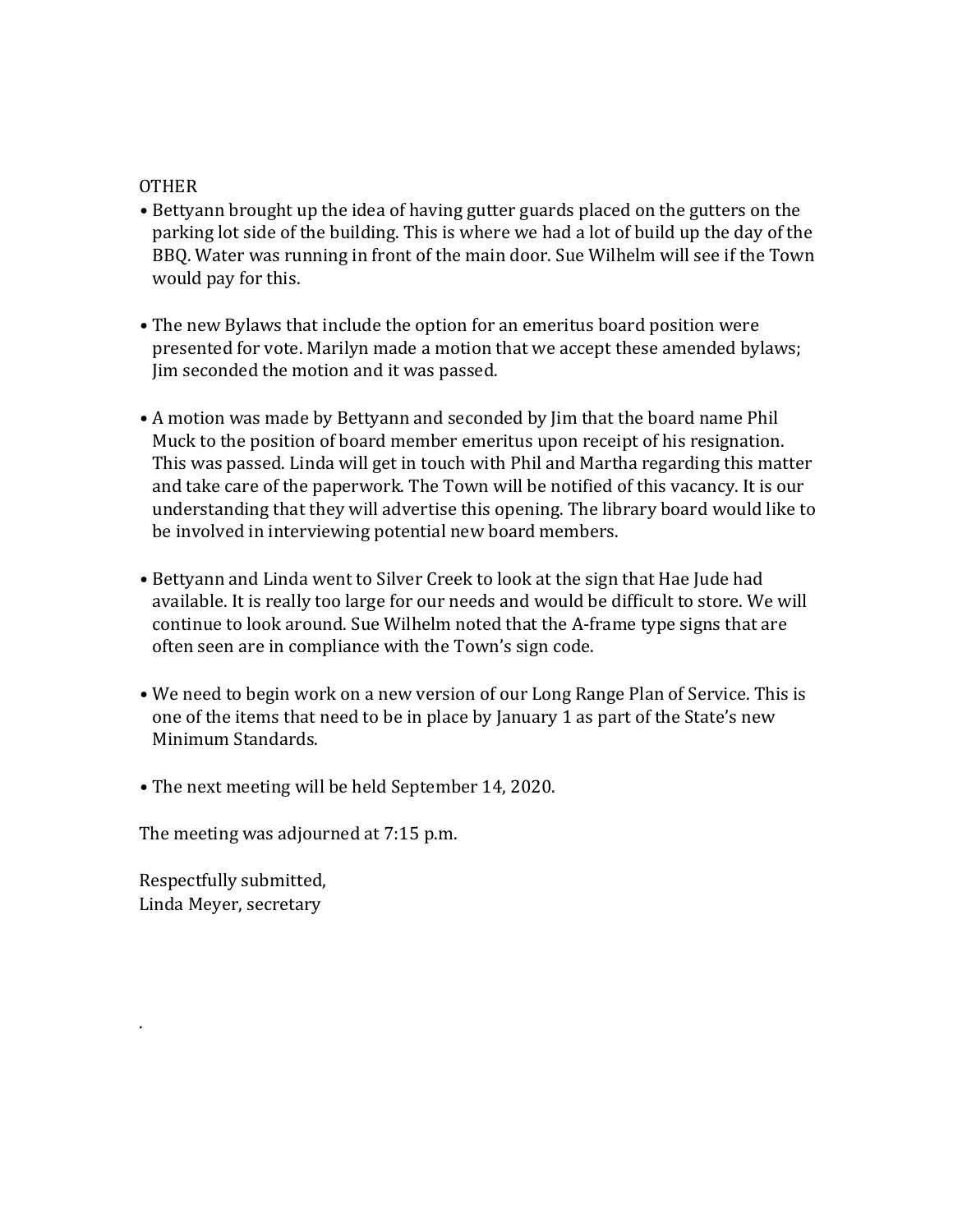OTHER

- Bettyann brought up the idea of having gutter guards placed on the gutters on the parking lot side of the building. This is where we had a lot of build up the day of the BBQ. Water was running in front of the main door. Sue Wilhelm will see if the Town would pay for this.

- The new Bylaws that include the option for an emeritus board position were presented for vote. Marilyn made a motion that we accept these amended bylaws; Jim seconded the motion and it was passed.

- A motion was made by Bettyann and seconded by Jim that the board name Phil Muck to the position of board member emeritus upon receipt of his resignation. This was passed. Linda will get in touch with Phil and Martha regarding this matter and take care of the paperwork. The Town will be notified of this vacancy. It is our understanding that they will advertise this opening. The library board would like to be involved in interviewing potential new board members.

- Bettyann and Linda went to Silver Creek to look at the sign that Hae Jude had available. It is really too large for our needs and would be difficult to store. We will continue to look around. Sue Wilhelm noted that the A-frame type signs that are often seen are in compliance with the Town's sign code.

- We need to begin work on a new version of our Long Range Plan of Service. This is one of the items that need to be in place by January 1 as part of the State's new Minimum Standards.

- The next meeting will be held September 14, 2020.

The meeting was adjourned at 7:15 p.m.

Respectfully submitted,
Linda Meyer, secretary